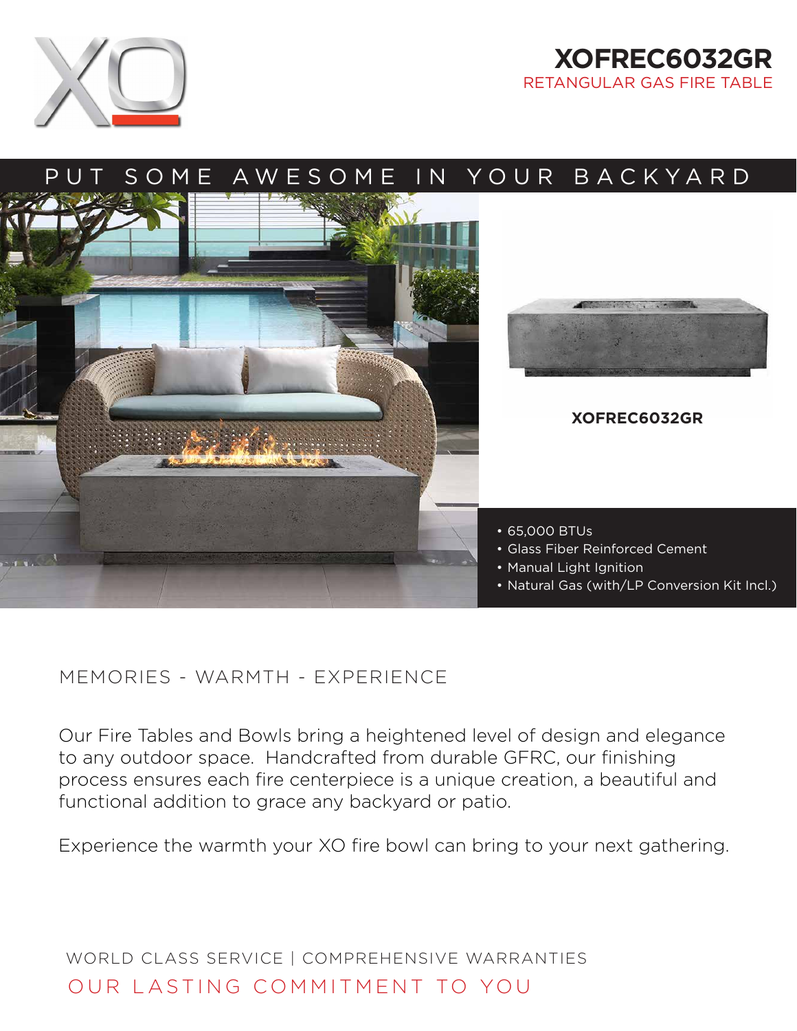# XOFREC6032GR

RETANGULAR GAS FIRE TABLE

PUT SOME AWESOME IN YOUR BACKYARD

**XOFREC6032GR**

- 65,000 BTUs
- Glass Fiber Reinforced Cement
- Manual Light Ignition
- Natural Gas (with/LP Conversion Kit Incl.)

## MEMORIES - WARMTH - EXPERIENCE

Our Fire Tables and Bowls bring a heightened level of design and elegance to any outdoor space. Handcrafted from durable GFRC, our finishing process ensures each fire centerpiece is a unique creation, a beautiful and functional addition to grace any backyard or patio.

Experience the warmth your XO fire bowl can bring to your next gathering.

WORLD CLASS SERVICE | COMPREHENSIVE WARRANTIES

OUR LASTING COMMITMENT TO YOU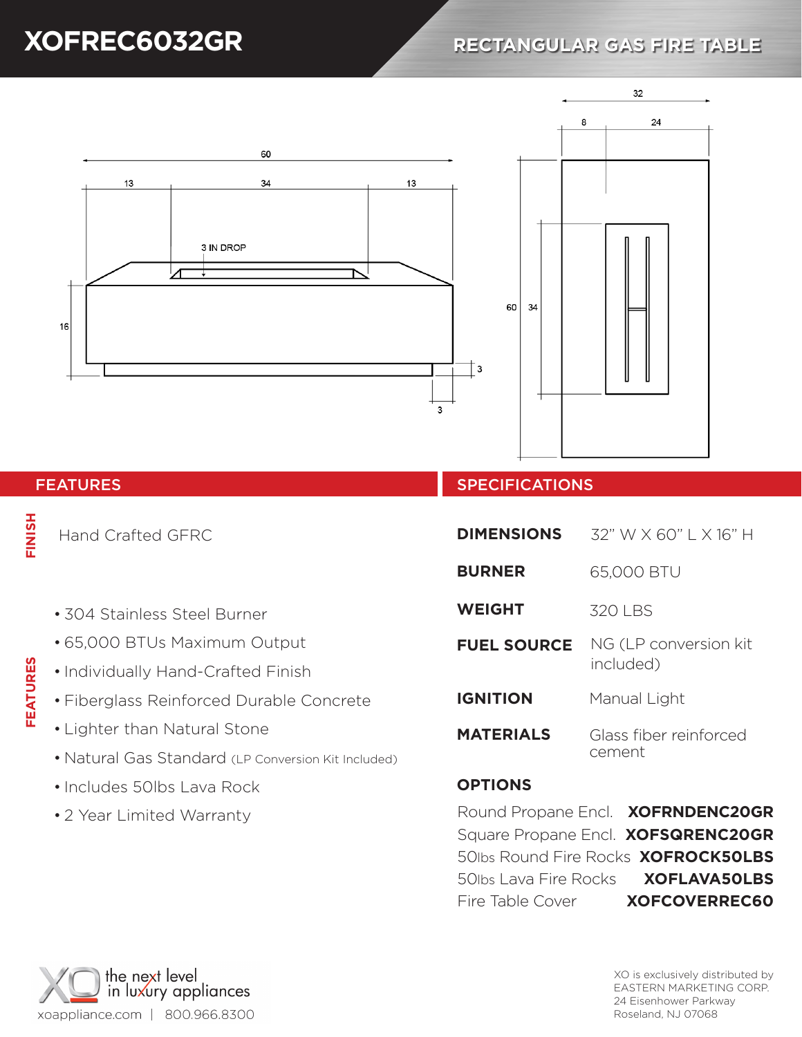# XOFREC6032GR

## RECTANGULAR GAS FIRE TABLE

60
13
34
13
3 IN DROP
16
3
3

32
8
24
60
34

## FEATURES

**FINISH**

Hand Crafted GFRC

**FEATURES**

- 304 Stainless Steel Burner
- 65,000 BTUs Maximum Output
- Individually Hand-Crafted Finish
- Fiberglass Reinforced Durable Concrete
- Lighter than Natural Stone
- Natural Gas Standard (LP Conversion Kit Included)
- Includes 50lbs Lava Rock
- 2 Year Limited Warranty

## SPECIFICATIONS

| | |
|---|---|
| **DIMENSIONS** | 32" W X 60" L X 16" H |
| **BURNER** | 65,000 BTU |
| **WEIGHT** | 320 LBS |
| **FUEL SOURCE** | NG (LP conversion kit included) |
| **IGNITION** | Manual Light |
| **MATERIALS** | Glass fiber reinforced cement |

**OPTIONS**

| | |
|---|---|
| Round Propane Encl. | **XOFRNDENC20GR** |
| Square Propane Encl. | **XOFSQRENC20GR** |
| 50lbs Round Fire Rocks | **XOFROCK50LBS** |
| 50lbs Lava Fire Rocks | **XOFLAVA50LBS** |
| Fire Table Cover | **XOFCOVERREC60** |

XO the next level in luxury appliances

xoappliance.com | 800.966.8300

XO is exclusively distributed by
EASTERN MARKETING CORP.
24 Eisenhower Parkway
Roseland, NJ 07068